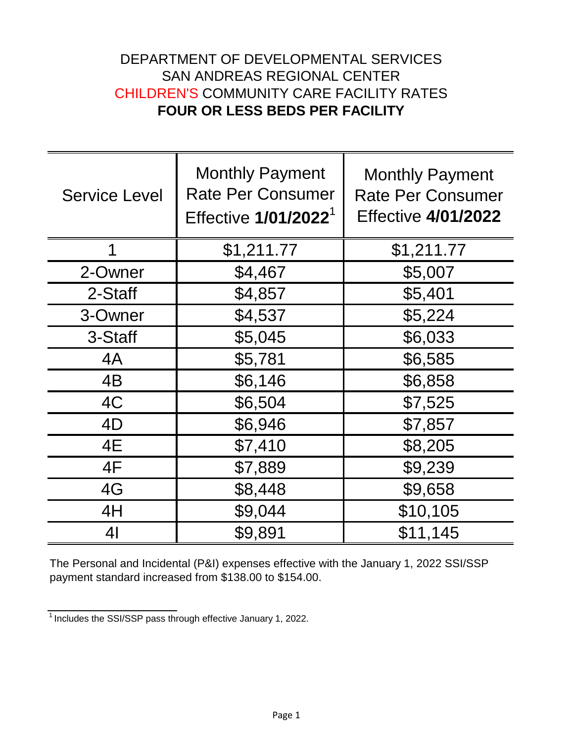DEPARTMENT OF DEVELOPMENTAL SERVICES
SAN ANDREAS REGIONAL CENTER
CHILDREN'S COMMUNITY CARE FACILITY RATES

**FOUR OR LESS BEDS PER FACILITY**

| Service Level | Monthly Payment Rate Per Consumer Effective **1/01/2022**[1] | Monthly Payment Rate Per Consumer Effective **4/01/2022** |
|---|---|---|
| 1 | $1,211.77 | $1,211.77 |
| 2-Owner | $4,467 | $5,007 |
| 2-Staff | $4,857 | $5,401 |
| 3-Owner | $4,537 | $5,224 |
| 3-Staff | $5,045 | $6,033 |
| 4A | $5,781 | $6,585 |
| 4B | $6,146 | $6,858 |
| 4C | $6,504 | $7,525 |
| 4D | $6,946 | $7,857 |
| 4E | $7,410 | $8,205 |
| 4F | $7,889 | $9,239 |
| 4G | $8,448 | $9,658 |
| 4H | $9,044 | $10,105 |
| 4I | $9,891 | $11,145 |

The Personal and Incidental (P&I) expenses effective with the January 1, 2022 SSI/SSP payment standard increased from $138.00 to $154.00.

[1] Includes the SSI/SSP pass through effective January 1, 2022.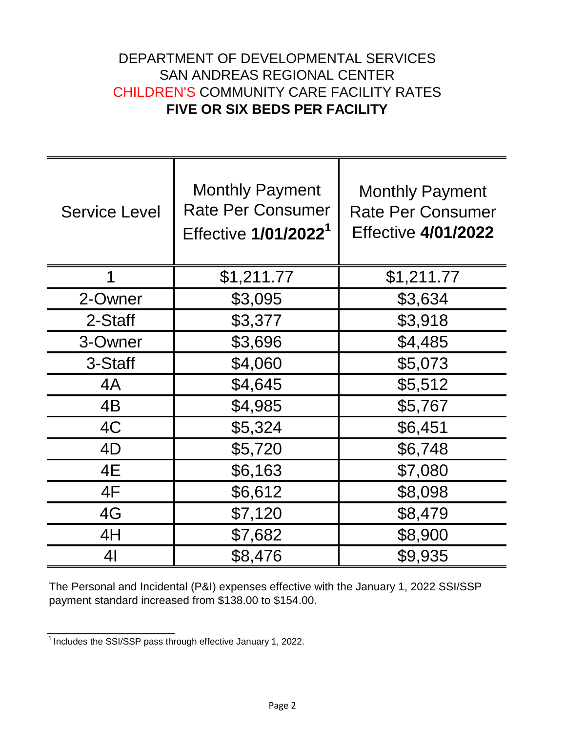# DEPARTMENT OF DEVELOPMENTAL SERVICES
# SAN ANDREAS REGIONAL CENTER
# CHILDREN'S COMMUNITY CARE FACILITY RATES
# FIVE OR SIX BEDS PER FACILITY

| Service Level | Monthly Payment Rate Per Consumer Effective **1/01/2022**[1] | Monthly Payment Rate Per Consumer Effective **4/01/2022** |
|---|---|---|
| 1 | $1,211.77 | $1,211.77 |
| 2-Owner | $3,095 | $3,634 |
| 2-Staff | $3,377 | $3,918 |
| 3-Owner | $3,696 | $4,485 |
| 3-Staff | $4,060 | $5,073 |
| 4A | $4,645 | $5,512 |
| 4B | $4,985 | $5,767 |
| 4C | $5,324 | $6,451 |
| 4D | $5,720 | $6,748 |
| 4E | $6,163 | $7,080 |
| 4F | $6,612 | $8,098 |
| 4G | $7,120 | $8,479 |
| 4H | $7,682 | $8,900 |
| 4I | $8,476 | $9,935 |

The Personal and Incidental (P&I) expenses effective with the January 1, 2022 SSI/SSP payment standard increased from $138.00 to $154.00.

[1] Includes the SSI/SSP pass through effective January 1, 2022.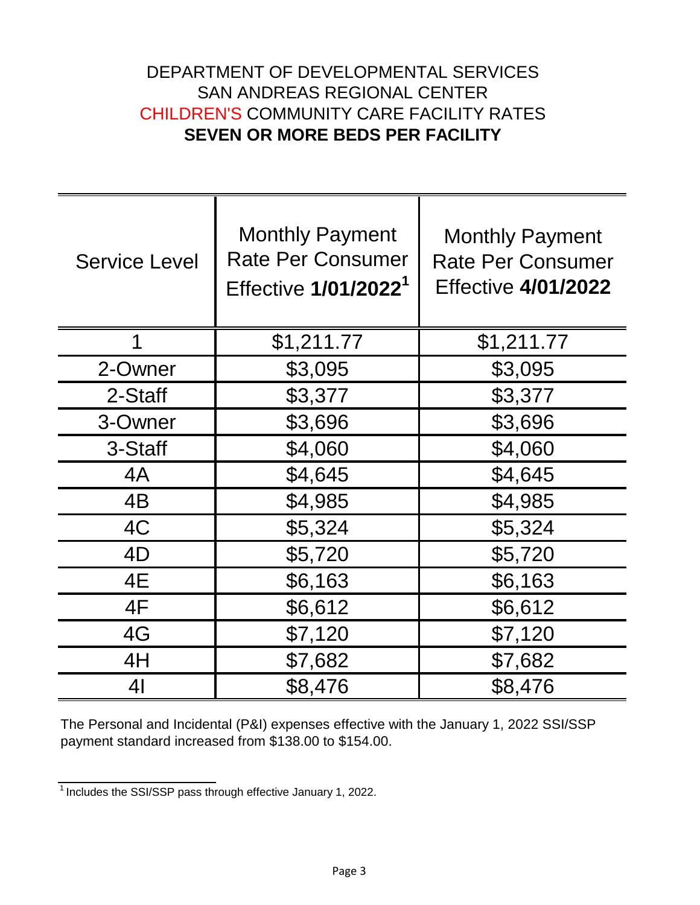# DEPARTMENT OF DEVELOPMENTAL SERVICES
# SAN ANDREAS REGIONAL CENTER
# CHILDREN'S COMMUNITY CARE FACILITY RATES
# **SEVEN OR MORE BEDS PER FACILITY**

| Service Level | Monthly Payment Rate Per Consumer Effective **1/01/2022**[1] | Monthly Payment Rate Per Consumer Effective **4/01/2022** |
|---|---|---|
| 1 | $1,211.77 | $1,211.77 |
| 2-Owner | $3,095 | $3,095 |
| 2-Staff | $3,377 | $3,377 |
| 3-Owner | $3,696 | $3,696 |
| 3-Staff | $4,060 | $4,060 |
| 4A | $4,645 | $4,645 |
| 4B | $4,985 | $4,985 |
| 4C | $5,324 | $5,324 |
| 4D | $5,720 | $5,720 |
| 4E | $6,163 | $6,163 |
| 4F | $6,612 | $6,612 |
| 4G | $7,120 | $7,120 |
| 4H | $7,682 | $7,682 |
| 4I | $8,476 | $8,476 |

The Personal and Incidental (P&I) expenses effective with the January 1, 2022 SSI/SSP payment standard increased from $138.00 to $154.00.

[1] Includes the SSI/SSP pass through effective January 1, 2022.